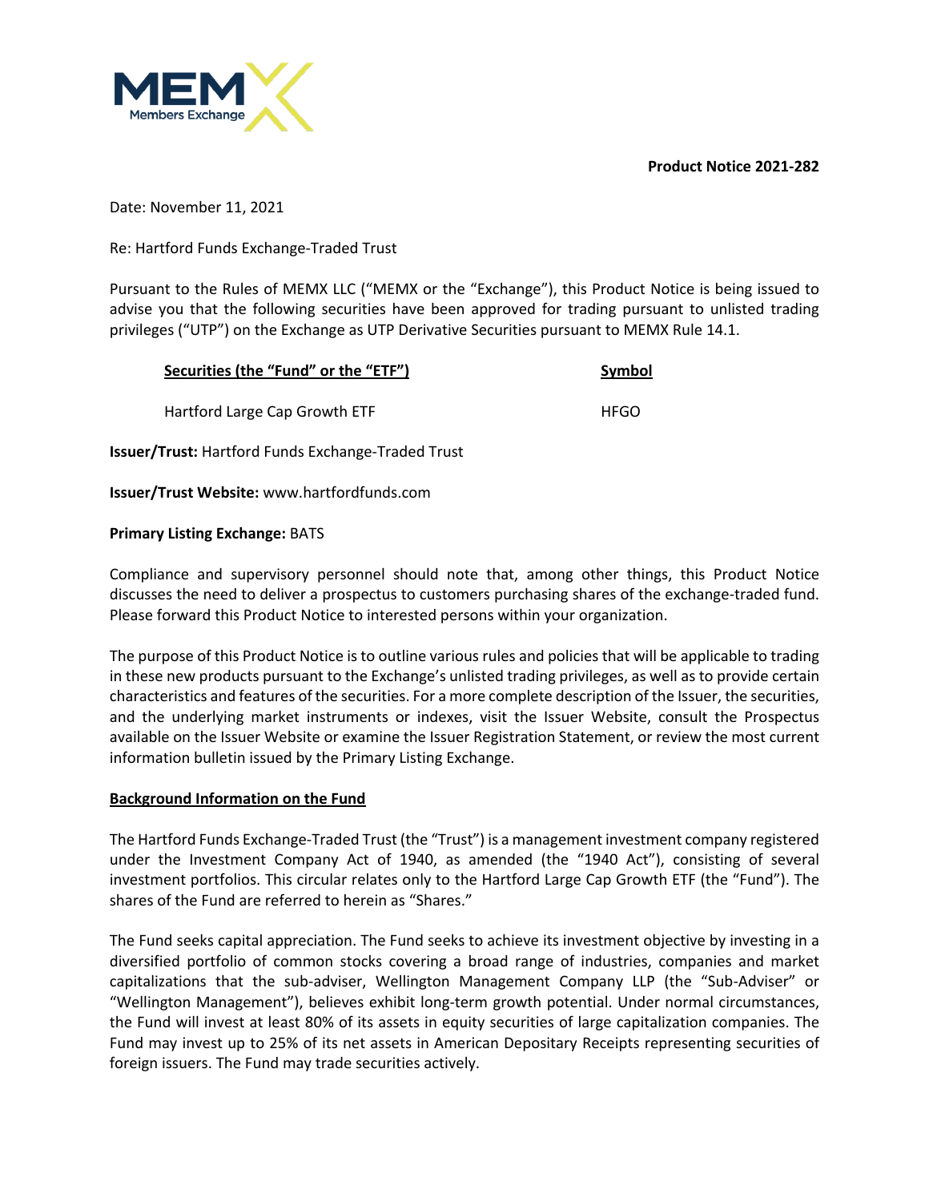**Product Notice 2021-282**

Date: November 11, 2021

Re: Hartford Funds Exchange-Traded Trust

Pursuant to the Rules of MEMX LLC ("MEMX or the "Exchange"), this Product Notice is being issued to advise you that the following securities have been approved for trading pursuant to unlisted trading privileges ("UTP") on the Exchange as UTP Derivative Securities pursuant to MEMX Rule 14.1.

| Securities (the "Fund" or the "ETF") | Symbol |
|---|---|
| Hartford Large Cap Growth ETF | HFGO |

**Issuer/Trust:** Hartford Funds Exchange-Traded Trust

**Issuer/Trust Website:** www.hartfordfunds.com

**Primary Listing Exchange:** BATS

Compliance and supervisory personnel should note that, among other things, this Product Notice discusses the need to deliver a prospectus to customers purchasing shares of the exchange-traded fund. Please forward this Product Notice to interested persons within your organization.

The purpose of this Product Notice is to outline various rules and policies that will be applicable to trading in these new products pursuant to the Exchange's unlisted trading privileges, as well as to provide certain characteristics and features of the securities. For a more complete description of the Issuer, the securities, and the underlying market instruments or indexes, visit the Issuer Website, consult the Prospectus available on the Issuer Website or examine the Issuer Registration Statement, or review the most current information bulletin issued by the Primary Listing Exchange.

## Background Information on the Fund

The Hartford Funds Exchange-Traded Trust (the "Trust") is a management investment company registered under the Investment Company Act of 1940, as amended (the "1940 Act"), consisting of several investment portfolios. This circular relates only to the Hartford Large Cap Growth ETF (the "Fund"). The shares of the Fund are referred to herein as "Shares."

The Fund seeks capital appreciation. The Fund seeks to achieve its investment objective by investing in a diversified portfolio of common stocks covering a broad range of industries, companies and market capitalizations that the sub-adviser, Wellington Management Company LLP (the "Sub-Adviser" or "Wellington Management"), believes exhibit long-term growth potential. Under normal circumstances, the Fund will invest at least 80% of its assets in equity securities of large capitalization companies. The Fund may invest up to 25% of its net assets in American Depositary Receipts representing securities of foreign issuers. The Fund may trade securities actively.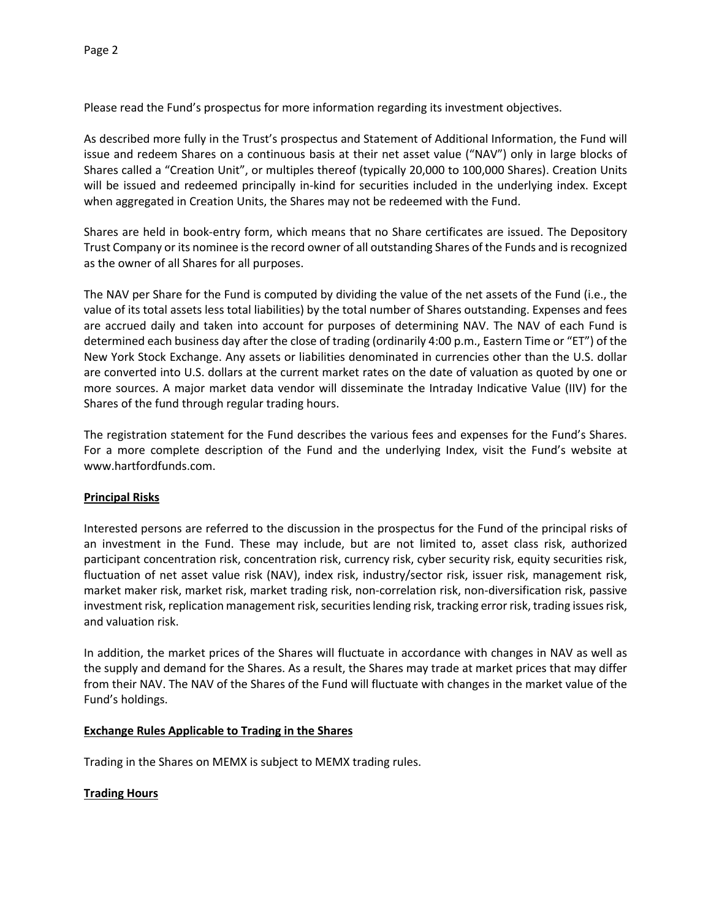Please read the Fund's prospectus for more information regarding its investment objectives.

As described more fully in the Trust's prospectus and Statement of Additional Information, the Fund will issue and redeem Shares on a continuous basis at their net asset value ("NAV") only in large blocks of Shares called a "Creation Unit", or multiples thereof (typically 20,000 to 100,000 Shares). Creation Units will be issued and redeemed principally in-kind for securities included in the underlying index. Except when aggregated in Creation Units, the Shares may not be redeemed with the Fund.

Shares are held in book-entry form, which means that no Share certificates are issued. The Depository Trust Company or its nominee is the record owner of all outstanding Shares of the Funds and is recognized as the owner of all Shares for all purposes.

The NAV per Share for the Fund is computed by dividing the value of the net assets of the Fund (i.e., the value of its total assets less total liabilities) by the total number of Shares outstanding. Expenses and fees are accrued daily and taken into account for purposes of determining NAV. The NAV of each Fund is determined each business day after the close of trading (ordinarily 4:00 p.m., Eastern Time or "ET") of the New York Stock Exchange. Any assets or liabilities denominated in currencies other than the U.S. dollar are converted into U.S. dollars at the current market rates on the date of valuation as quoted by one or more sources. A major market data vendor will disseminate the Intraday Indicative Value (IIV) for the Shares of the fund through regular trading hours.

The registration statement for the Fund describes the various fees and expenses for the Fund's Shares. For a more complete description of the Fund and the underlying Index, visit the Fund's website at www.hartfordfunds.com.

**Principal Risks**

Interested persons are referred to the discussion in the prospectus for the Fund of the principal risks of an investment in the Fund. These may include, but are not limited to, asset class risk, authorized participant concentration risk, concentration risk, currency risk, cyber security risk, equity securities risk, fluctuation of net asset value risk (NAV), index risk, industry/sector risk, issuer risk, management risk, market maker risk, market risk, market trading risk, non-correlation risk, non-diversification risk, passive investment risk, replication management risk, securities lending risk, tracking error risk, trading issues risk, and valuation risk.

In addition, the market prices of the Shares will fluctuate in accordance with changes in NAV as well as the supply and demand for the Shares. As a result, the Shares may trade at market prices that may differ from their NAV. The NAV of the Shares of the Fund will fluctuate with changes in the market value of the Fund's holdings.

**Exchange Rules Applicable to Trading in the Shares**

Trading in the Shares on MEMX is subject to MEMX trading rules.

**Trading Hours**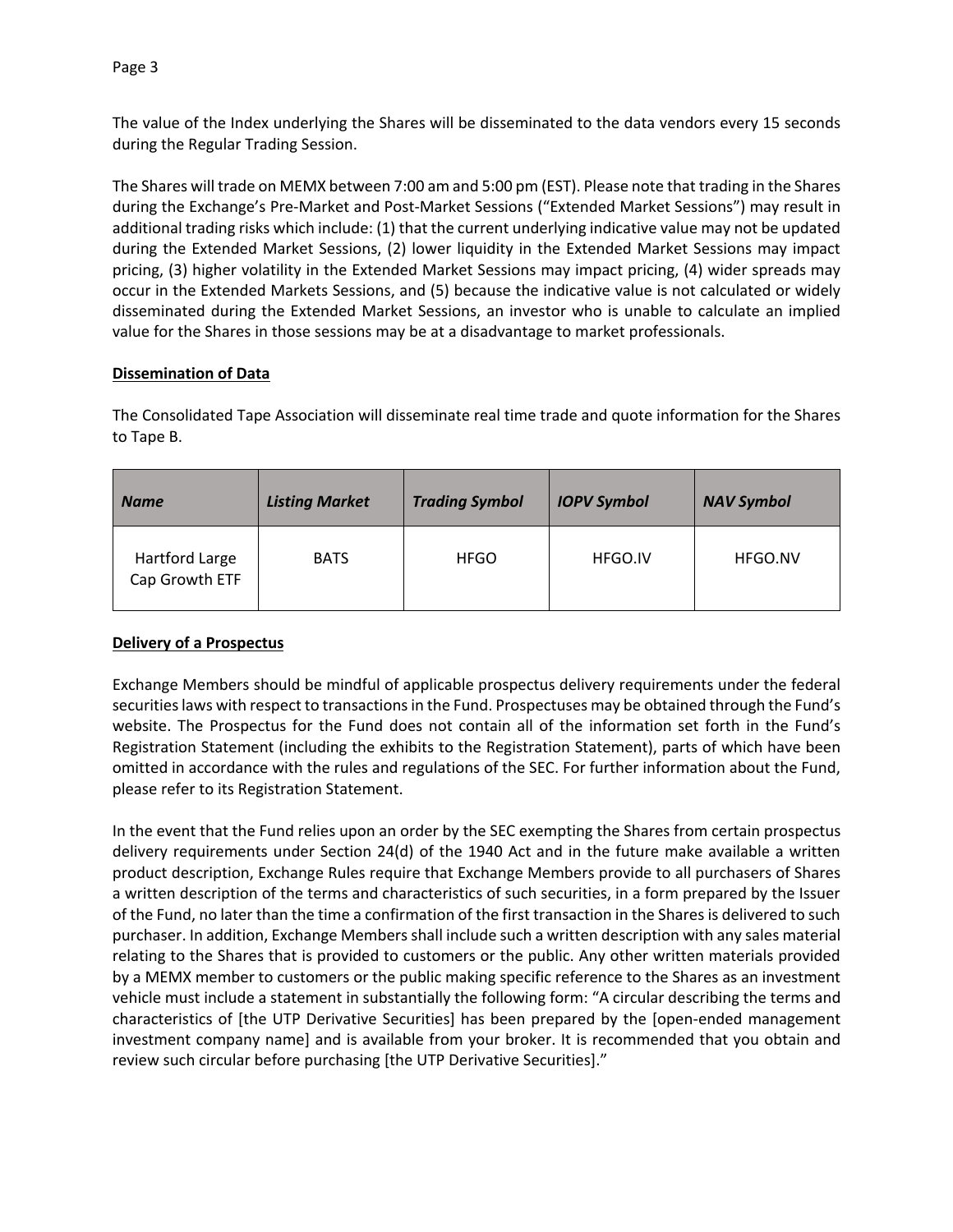The value of the Index underlying the Shares will be disseminated to the data vendors every 15 seconds during the Regular Trading Session.

The Shares will trade on MEMX between 7:00 am and 5:00 pm (EST). Please note that trading in the Shares during the Exchange's Pre-Market and Post-Market Sessions ("Extended Market Sessions") may result in additional trading risks which include: (1) that the current underlying indicative value may not be updated during the Extended Market Sessions, (2) lower liquidity in the Extended Market Sessions may impact pricing, (3) higher volatility in the Extended Market Sessions may impact pricing, (4) wider spreads may occur in the Extended Markets Sessions, and (5) because the indicative value is not calculated or widely disseminated during the Extended Market Sessions, an investor who is unable to calculate an implied value for the Shares in those sessions may be at a disadvantage to market professionals.

**Dissemination of Data**

The Consolidated Tape Association will disseminate real time trade and quote information for the Shares to Tape B.

| *Name* | *Listing Market* | *Trading Symbol* | *IOPV Symbol* | *NAV Symbol* |
|---|---|---|---|---|
| Hartford Large Cap Growth ETF | BATS | HFGO | HFGO.IV | HFGO.NV |

**Delivery of a Prospectus**

Exchange Members should be mindful of applicable prospectus delivery requirements under the federal securities laws with respect to transactions in the Fund. Prospectuses may be obtained through the Fund's website. The Prospectus for the Fund does not contain all of the information set forth in the Fund's Registration Statement (including the exhibits to the Registration Statement), parts of which have been omitted in accordance with the rules and regulations of the SEC. For further information about the Fund, please refer to its Registration Statement.

In the event that the Fund relies upon an order by the SEC exempting the Shares from certain prospectus delivery requirements under Section 24(d) of the 1940 Act and in the future make available a written product description, Exchange Rules require that Exchange Members provide to all purchasers of Shares a written description of the terms and characteristics of such securities, in a form prepared by the Issuer of the Fund, no later than the time a confirmation of the first transaction in the Shares is delivered to such purchaser. In addition, Exchange Members shall include such a written description with any sales material relating to the Shares that is provided to customers or the public. Any other written materials provided by a MEMX member to customers or the public making specific reference to the Shares as an investment vehicle must include a statement in substantially the following form: "A circular describing the terms and characteristics of [the UTP Derivative Securities] has been prepared by the [open-ended management investment company name] and is available from your broker. It is recommended that you obtain and review such circular before purchasing [the UTP Derivative Securities]."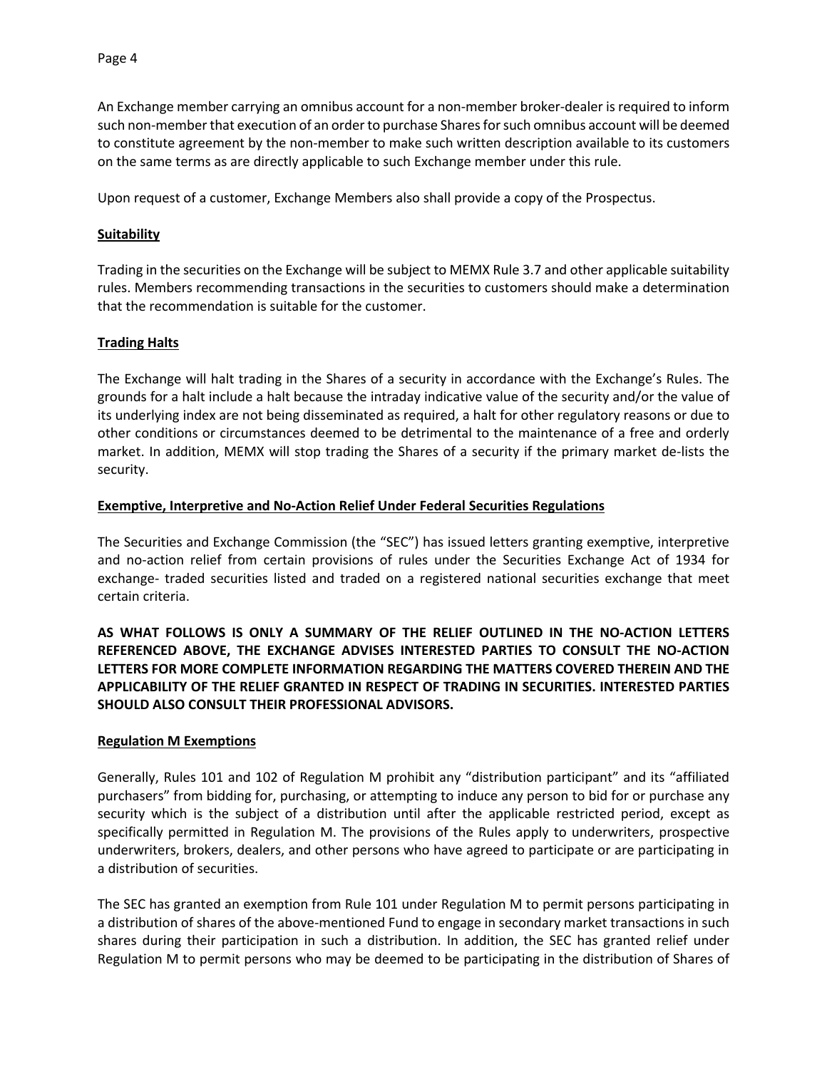An Exchange member carrying an omnibus account for a non-member broker-dealer is required to inform such non-member that execution of an order to purchase Shares for such omnibus account will be deemed to constitute agreement by the non-member to make such written description available to its customers on the same terms as are directly applicable to such Exchange member under this rule.

Upon request of a customer, Exchange Members also shall provide a copy of the Prospectus.

## Suitability

Trading in the securities on the Exchange will be subject to MEMX Rule 3.7 and other applicable suitability rules. Members recommending transactions in the securities to customers should make a determination that the recommendation is suitable for the customer.

## Trading Halts

The Exchange will halt trading in the Shares of a security in accordance with the Exchange's Rules. The grounds for a halt include a halt because the intraday indicative value of the security and/or the value of its underlying index are not being disseminated as required, a halt for other regulatory reasons or due to other conditions or circumstances deemed to be detrimental to the maintenance of a free and orderly market. In addition, MEMX will stop trading the Shares of a security if the primary market de-lists the security.

## Exemptive, Interpretive and No-Action Relief Under Federal Securities Regulations

The Securities and Exchange Commission (the "SEC") has issued letters granting exemptive, interpretive and no-action relief from certain provisions of rules under the Securities Exchange Act of 1934 for exchange- traded securities listed and traded on a registered national securities exchange that meet certain criteria.

**AS WHAT FOLLOWS IS ONLY A SUMMARY OF THE RELIEF OUTLINED IN THE NO-ACTION LETTERS REFERENCED ABOVE, THE EXCHANGE ADVISES INTERESTED PARTIES TO CONSULT THE NO-ACTION LETTERS FOR MORE COMPLETE INFORMATION REGARDING THE MATTERS COVERED THEREIN AND THE APPLICABILITY OF THE RELIEF GRANTED IN RESPECT OF TRADING IN SECURITIES. INTERESTED PARTIES SHOULD ALSO CONSULT THEIR PROFESSIONAL ADVISORS.**

## Regulation M Exemptions

Generally, Rules 101 and 102 of Regulation M prohibit any "distribution participant" and its "affiliated purchasers" from bidding for, purchasing, or attempting to induce any person to bid for or purchase any security which is the subject of a distribution until after the applicable restricted period, except as specifically permitted in Regulation M. The provisions of the Rules apply to underwriters, prospective underwriters, brokers, dealers, and other persons who have agreed to participate or are participating in a distribution of securities.

The SEC has granted an exemption from Rule 101 under Regulation M to permit persons participating in a distribution of shares of the above-mentioned Fund to engage in secondary market transactions in such shares during their participation in such a distribution. In addition, the SEC has granted relief under Regulation M to permit persons who may be deemed to be participating in the distribution of Shares of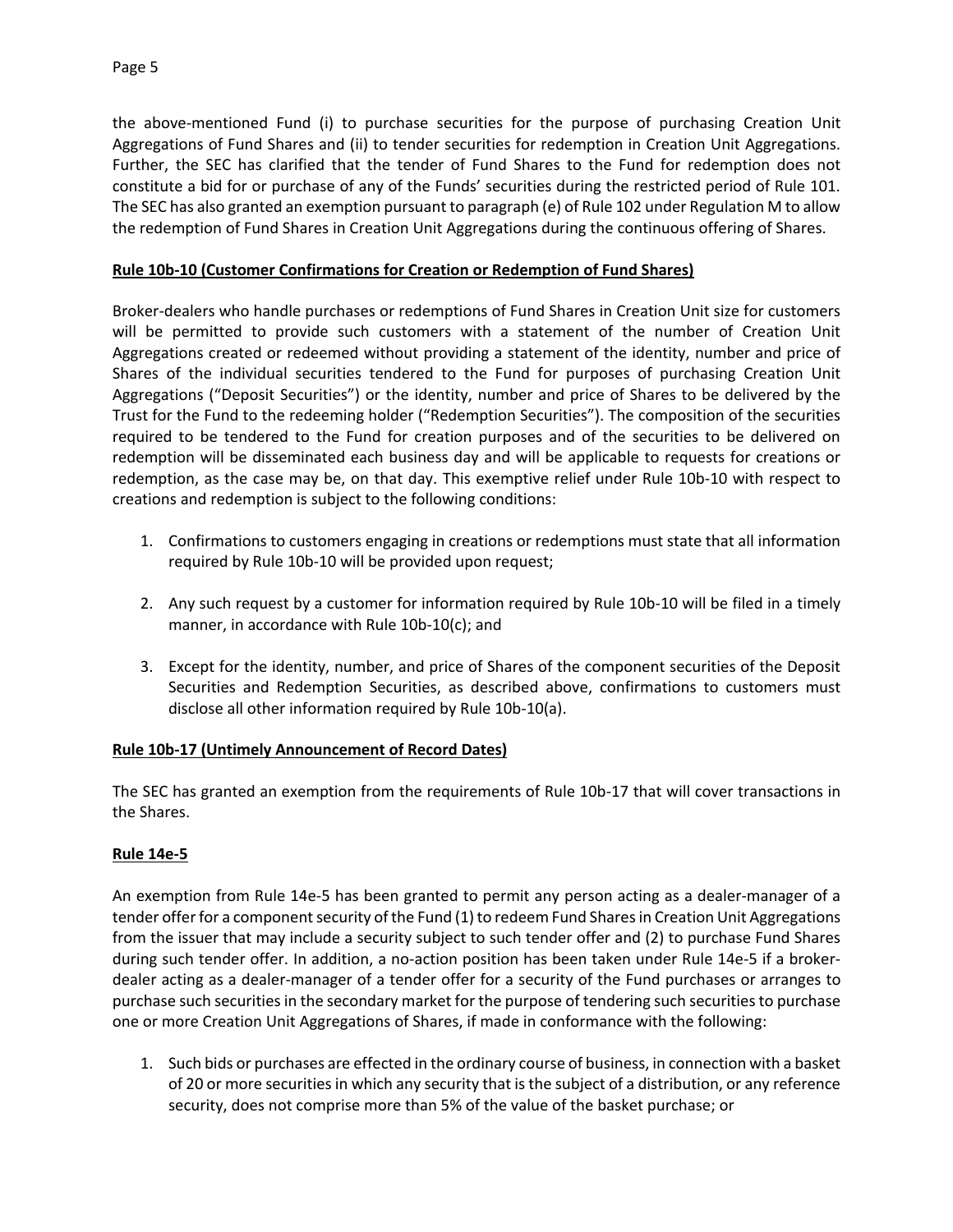the above-mentioned Fund (i) to purchase securities for the purpose of purchasing Creation Unit Aggregations of Fund Shares and (ii) to tender securities for redemption in Creation Unit Aggregations. Further, the SEC has clarified that the tender of Fund Shares to the Fund for redemption does not constitute a bid for or purchase of any of the Funds' securities during the restricted period of Rule 101. The SEC has also granted an exemption pursuant to paragraph (e) of Rule 102 under Regulation M to allow the redemption of Fund Shares in Creation Unit Aggregations during the continuous offering of Shares.

**Rule 10b-10 (Customer Confirmations for Creation or Redemption of Fund Shares)**

Broker-dealers who handle purchases or redemptions of Fund Shares in Creation Unit size for customers will be permitted to provide such customers with a statement of the number of Creation Unit Aggregations created or redeemed without providing a statement of the identity, number and price of Shares of the individual securities tendered to the Fund for purposes of purchasing Creation Unit Aggregations ("Deposit Securities") or the identity, number and price of Shares to be delivered by the Trust for the Fund to the redeeming holder ("Redemption Securities"). The composition of the securities required to be tendered to the Fund for creation purposes and of the securities to be delivered on redemption will be disseminated each business day and will be applicable to requests for creations or redemption, as the case may be, on that day. This exemptive relief under Rule 10b-10 with respect to creations and redemption is subject to the following conditions:

1. Confirmations to customers engaging in creations or redemptions must state that all information required by Rule 10b-10 will be provided upon request;
2. Any such request by a customer for information required by Rule 10b-10 will be filed in a timely manner, in accordance with Rule 10b-10(c); and
3. Except for the identity, number, and price of Shares of the component securities of the Deposit Securities and Redemption Securities, as described above, confirmations to customers must disclose all other information required by Rule 10b-10(a).

**Rule 10b-17 (Untimely Announcement of Record Dates)**

The SEC has granted an exemption from the requirements of Rule 10b-17 that will cover transactions in the Shares.

**Rule 14e-5**

An exemption from Rule 14e-5 has been granted to permit any person acting as a dealer-manager of a tender offer for a component security of the Fund (1) to redeem Fund Shares in Creation Unit Aggregations from the issuer that may include a security subject to such tender offer and (2) to purchase Fund Shares during such tender offer. In addition, a no-action position has been taken under Rule 14e-5 if a broker-dealer acting as a dealer-manager of a tender offer for a security of the Fund purchases or arranges to purchase such securities in the secondary market for the purpose of tendering such securities to purchase one or more Creation Unit Aggregations of Shares, if made in conformance with the following:

1. Such bids or purchases are effected in the ordinary course of business, in connection with a basket of 20 or more securities in which any security that is the subject of a distribution, or any reference security, does not comprise more than 5% of the value of the basket purchase; or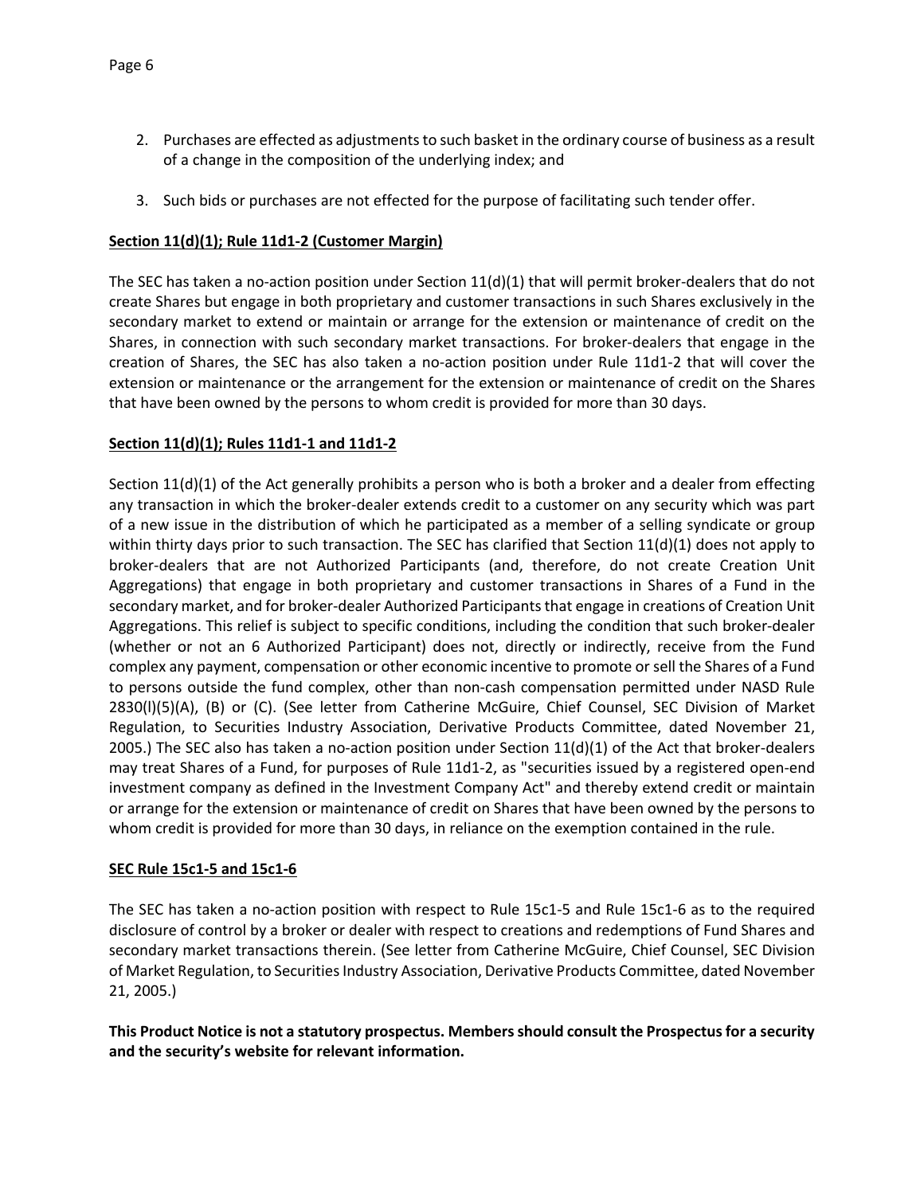2. Purchases are effected as adjustments to such basket in the ordinary course of business as a result of a change in the composition of the underlying index; and
3. Such bids or purchases are not effected for the purpose of facilitating such tender offer.

**Section 11(d)(1); Rule 11d1-2 (Customer Margin)**

The SEC has taken a no-action position under Section 11(d)(1) that will permit broker-dealers that do not create Shares but engage in both proprietary and customer transactions in such Shares exclusively in the secondary market to extend or maintain or arrange for the extension or maintenance of credit on the Shares, in connection with such secondary market transactions. For broker-dealers that engage in the creation of Shares, the SEC has also taken a no-action position under Rule 11d1-2 that will cover the extension or maintenance or the arrangement for the extension or maintenance of credit on the Shares that have been owned by the persons to whom credit is provided for more than 30 days.

**Section 11(d)(1); Rules 11d1-1 and 11d1-2**

Section 11(d)(1) of the Act generally prohibits a person who is both a broker and a dealer from effecting any transaction in which the broker-dealer extends credit to a customer on any security which was part of a new issue in the distribution of which he participated as a member of a selling syndicate or group within thirty days prior to such transaction. The SEC has clarified that Section 11(d)(1) does not apply to broker-dealers that are not Authorized Participants (and, therefore, do not create Creation Unit Aggregations) that engage in both proprietary and customer transactions in Shares of a Fund in the secondary market, and for broker-dealer Authorized Participants that engage in creations of Creation Unit Aggregations. This relief is subject to specific conditions, including the condition that such broker-dealer (whether or not an 6 Authorized Participant) does not, directly or indirectly, receive from the Fund complex any payment, compensation or other economic incentive to promote or sell the Shares of a Fund to persons outside the fund complex, other than non-cash compensation permitted under NASD Rule 2830(l)(5)(A), (B) or (C). (See letter from Catherine McGuire, Chief Counsel, SEC Division of Market Regulation, to Securities Industry Association, Derivative Products Committee, dated November 21, 2005.) The SEC also has taken a no-action position under Section 11(d)(1) of the Act that broker-dealers may treat Shares of a Fund, for purposes of Rule 11d1-2, as "securities issued by a registered open-end investment company as defined in the Investment Company Act" and thereby extend credit or maintain or arrange for the extension or maintenance of credit on Shares that have been owned by the persons to whom credit is provided for more than 30 days, in reliance on the exemption contained in the rule.

**SEC Rule 15c1-5 and 15c1-6**

The SEC has taken a no-action position with respect to Rule 15c1-5 and Rule 15c1-6 as to the required disclosure of control by a broker or dealer with respect to creations and redemptions of Fund Shares and secondary market transactions therein. (See letter from Catherine McGuire, Chief Counsel, SEC Division of Market Regulation, to Securities Industry Association, Derivative Products Committee, dated November 21, 2005.)

**This Product Notice is not a statutory prospectus. Members should consult the Prospectus for a security and the security's website for relevant information.**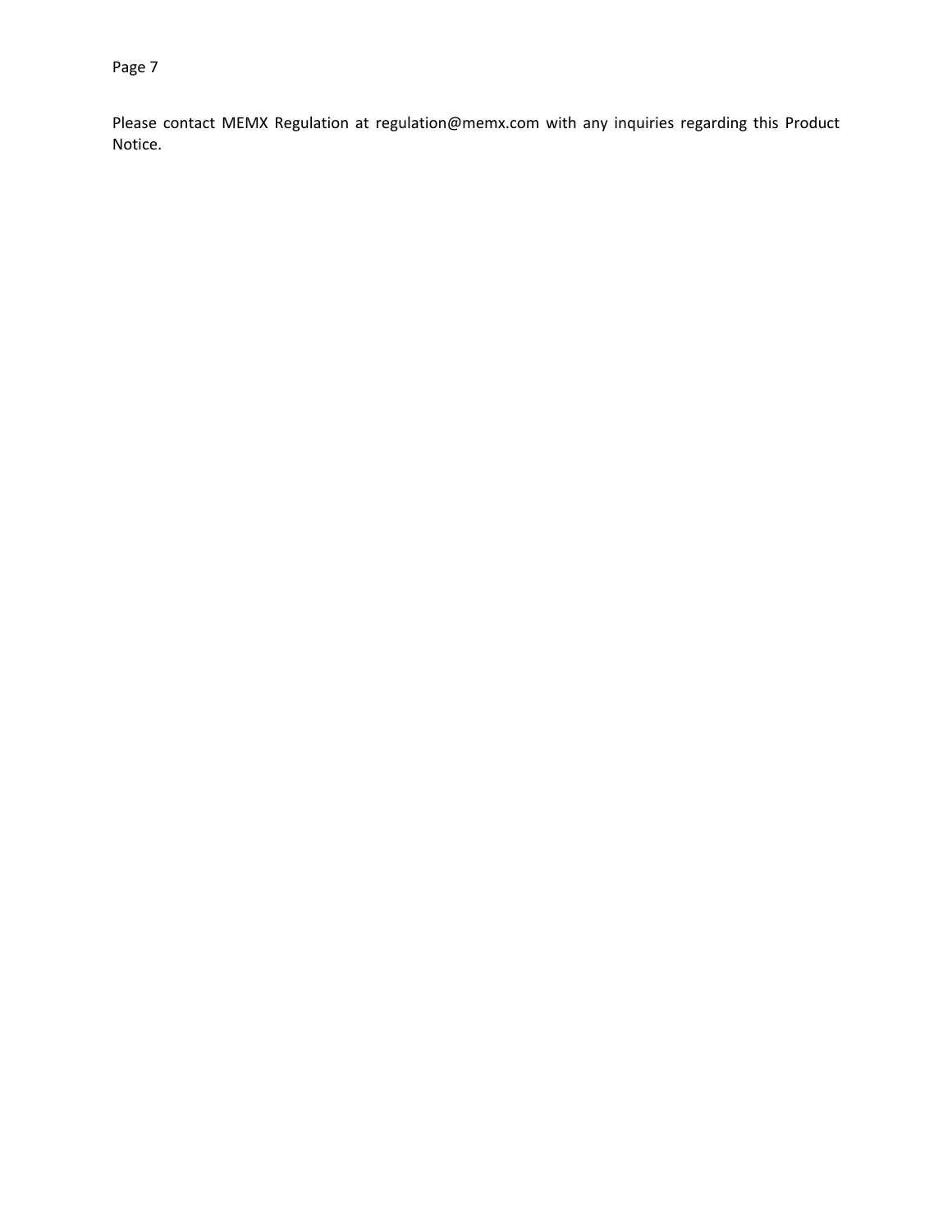Please contact MEMX Regulation at regulation@memx.com with any inquiries regarding this Product Notice.